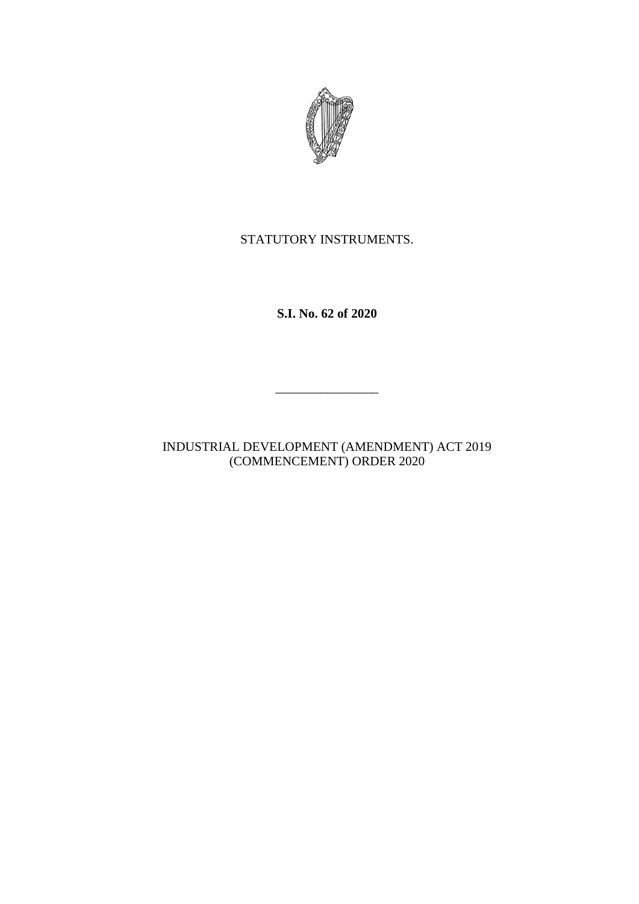STATUTORY INSTRUMENTS.

**S.I. No. 62 of 2020**

---

INDUSTRIAL DEVELOPMENT (AMENDMENT) ACT 2019 (COMMENCEMENT) ORDER 2020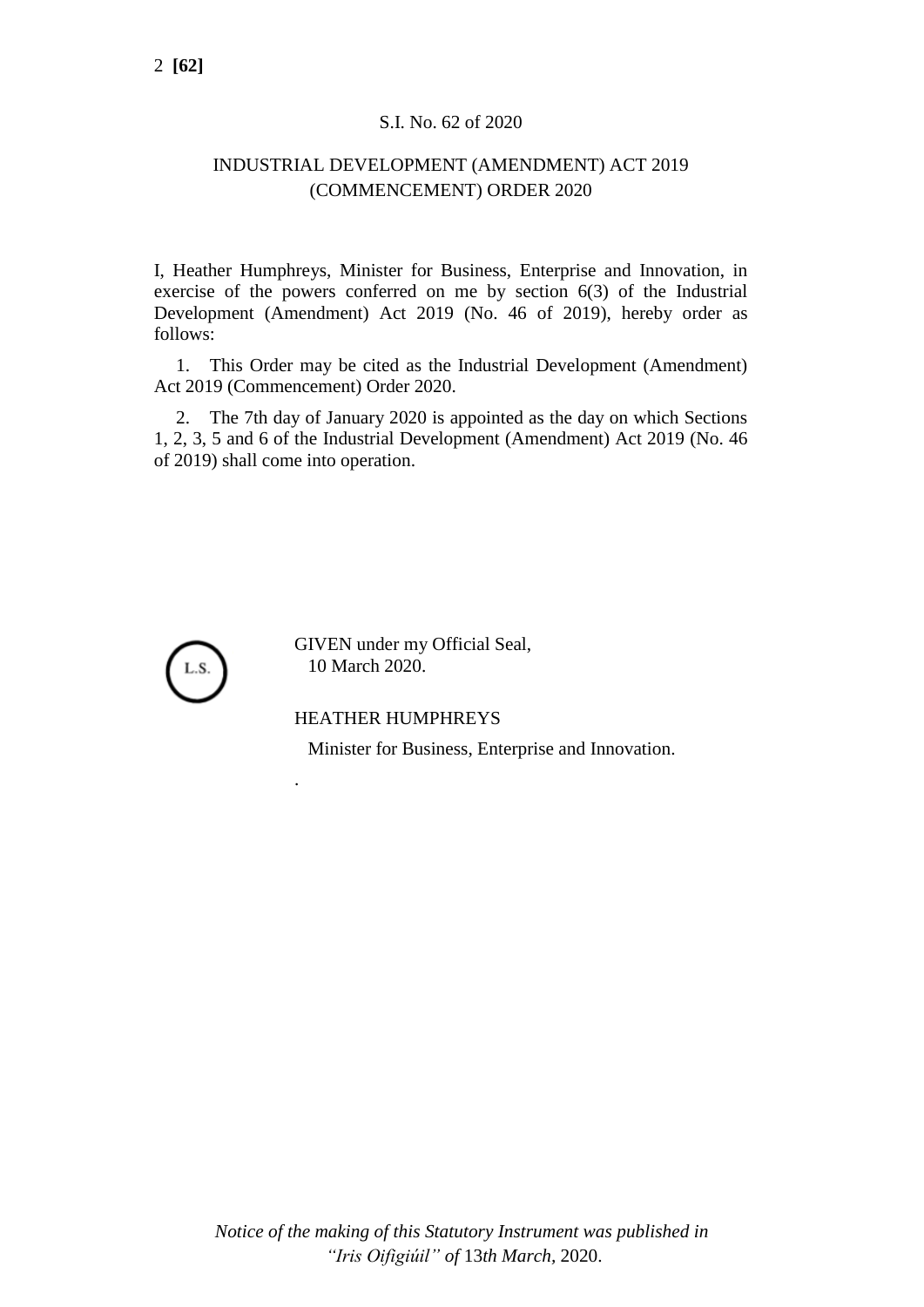S.I. No. 62 of 2020

# INDUSTRIAL DEVELOPMENT (AMENDMENT) ACT 2019 (COMMENCEMENT) ORDER 2020

I, Heather Humphreys, Minister for Business, Enterprise and Innovation, in exercise of the powers conferred on me by section 6(3) of the Industrial Development (Amendment) Act 2019 (No. 46 of 2019), hereby order as follows:

1. This Order may be cited as the Industrial Development (Amendment) Act 2019 (Commencement) Order 2020.

2. The 7th day of January 2020 is appointed as the day on which Sections 1, 2, 3, 5 and 6 of the Industrial Development (Amendment) Act 2019 (No. 46 of 2019) shall come into operation.

L.S.

GIVEN under my Official Seal,
10 March 2020.

HEATHER HUMPHREYS

Minister for Business, Enterprise and Innovation.

*Notice of the making of this Statutory Instrument was published in "Iris Oifigiúil" of* 13*th March,* 2020.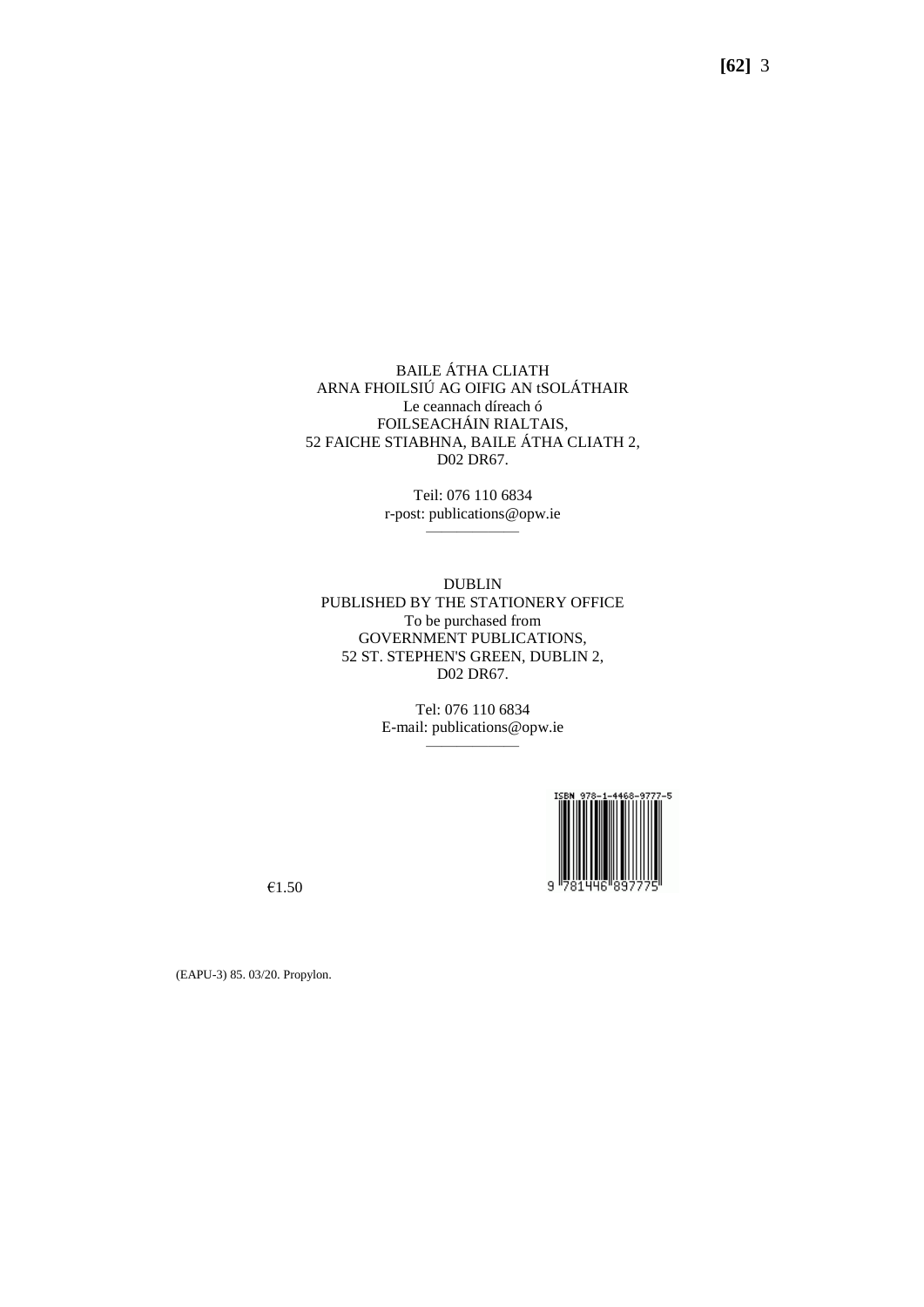BAILE ÁTHA CLIATH
ARNA FHOILSIÚ AG OIFIG AN tSOLÁTHAIR
Le ceannach díreach ó
FOILSEACHÁIN RIALTAIS,
52 FAICHE STIABHNA, BAILE ÁTHA CLIATH 2,
D02 DR67.

Teil: 076 110 6834
r-post: publications@opw.ie

---

DUBLIN
PUBLISHED BY THE STATIONERY OFFICE
To be purchased from
GOVERNMENT PUBLICATIONS,
52 ST. STEPHEN'S GREEN, DUBLIN 2,
D02 DR67.

Tel: 076 110 6834
E-mail: publications@opw.ie

---

ISBN 978-1-4468-9777-5

9 781446 897775

€1.50

(EAPU-3) 85. 03/20. Propylon.